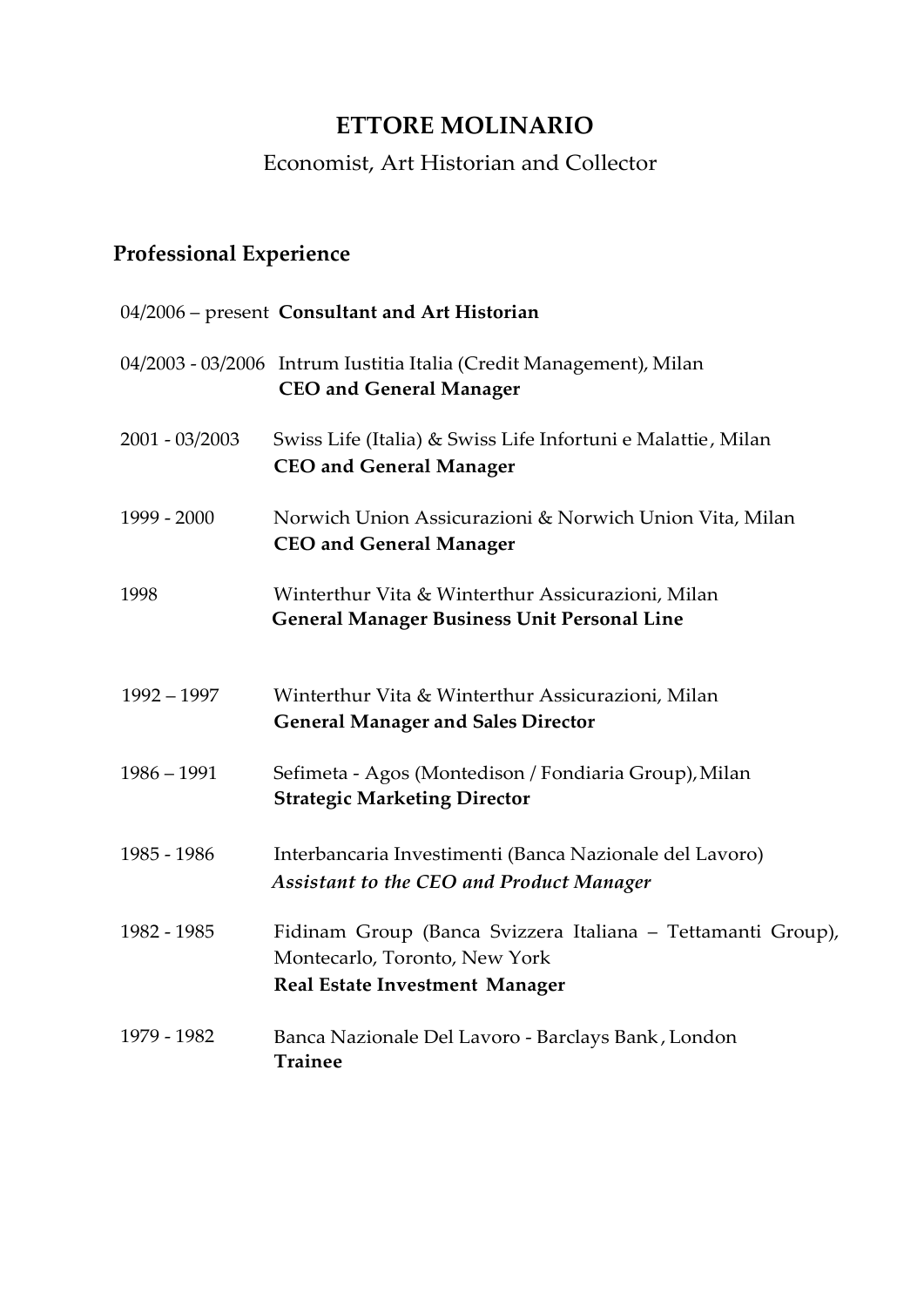# ETTORE MOLINARIO

Economist, Art Historian and Collector

## Professional Experience

04/2006 – present **Consultant and Art Historian**

04/2003 - 03/2006 Intrum Iustitia Italia (Credit Management), Milan
**CEO and General Manager**

2001 - 03/2003 Swiss Life (Italia) & Swiss Life Infortuni e Malattie, Milan
**CEO and General Manager**

1999 - 2000 Norwich Union Assicurazioni & Norwich Union Vita, Milan
**CEO and General Manager**

1998 Winterthur Vita & Winterthur Assicurazioni, Milan
**General Manager Business Unit Personal Line**

1992 – 1997 Winterthur Vita & Winterthur Assicurazioni, Milan
**General Manager and Sales Director**

1986 – 1991 Sefimeta - Agos (Montedison / Fondiaria Group), Milan
**Strategic Marketing Director**

1985 - 1986 Interbancaria Investimenti (Banca Nazionale del Lavoro)
***Assistant to the CEO and Product Manager***

1982 - 1985 Fidinam Group (Banca Svizzera Italiana – Tettamanti Group), Montecarlo, Toronto, New York
**Real Estate Investment Manager**

1979 - 1982 Banca Nazionale Del Lavoro - Barclays Bank, London
**Trainee**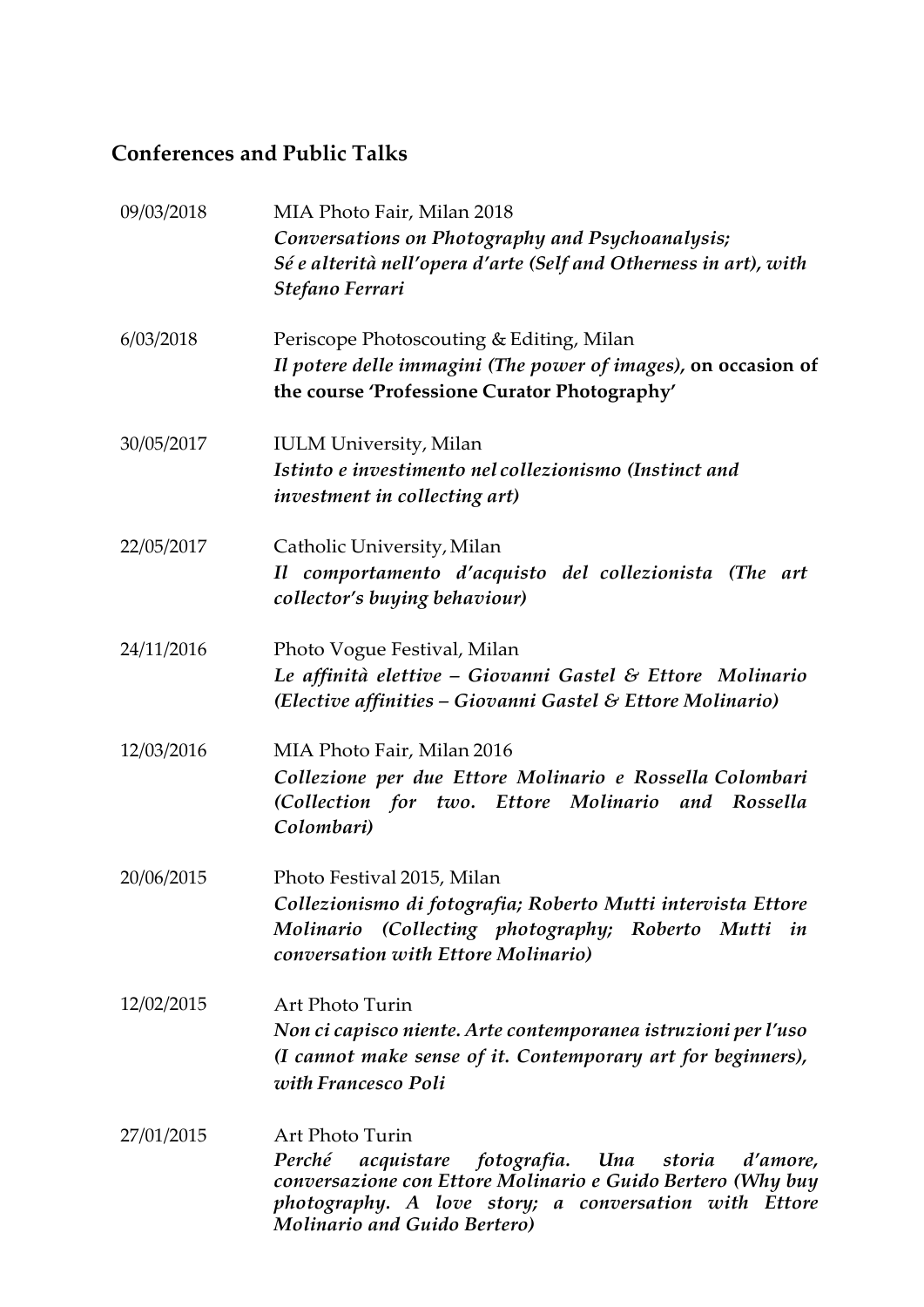## Conferences and Public Talks

09/03/2018 MIA Photo Fair, Milan 2018
***Conversations on Photography and Psychoanalysis;***
***Sé e alterità nell'opera d'arte (Self and Otherness in art), with Stefano Ferrari***

6/03/2018 Periscope Photoscouting & Editing, Milan
***Il potere delle immagini (The power of images)*, on occasion of the course 'Professione Curator Photography'**

30/05/2017 IULM University, Milan
***Istinto e investimento nel collezionismo (Instinct and investment in collecting art)***

22/05/2017 Catholic University, Milan
***Il comportamento d'acquisto del collezionista (The art collector's buying behaviour)***

24/11/2016 Photo Vogue Festival, Milan
***Le affinità elettive – Giovanni Gastel & Ettore Molinario (Elective affinities – Giovanni Gastel & Ettore Molinario)***

12/03/2016 MIA Photo Fair, Milan 2016
***Collezione per due Ettore Molinario e Rossella Colombari (Collection for two. Ettore Molinario and Rossella Colombari)***

20/06/2015 Photo Festival 2015, Milan
***Collezionismo di fotografia; Roberto Mutti intervista Ettore Molinario (Collecting photography; Roberto Mutti in conversation with Ettore Molinario)***

12/02/2015 Art Photo Turin
***Non ci capisco niente. Arte contemporanea istruzioni per l'uso (I cannot make sense of it. Contemporary art for beginners), with Francesco Poli***

27/01/2015 Art Photo Turin
***Perché acquistare fotografia. Una storia d'amore, conversazione con Ettore Molinario e Guido Bertero (Why buy photography. A love story; a conversation with Ettore Molinario and Guido Bertero)***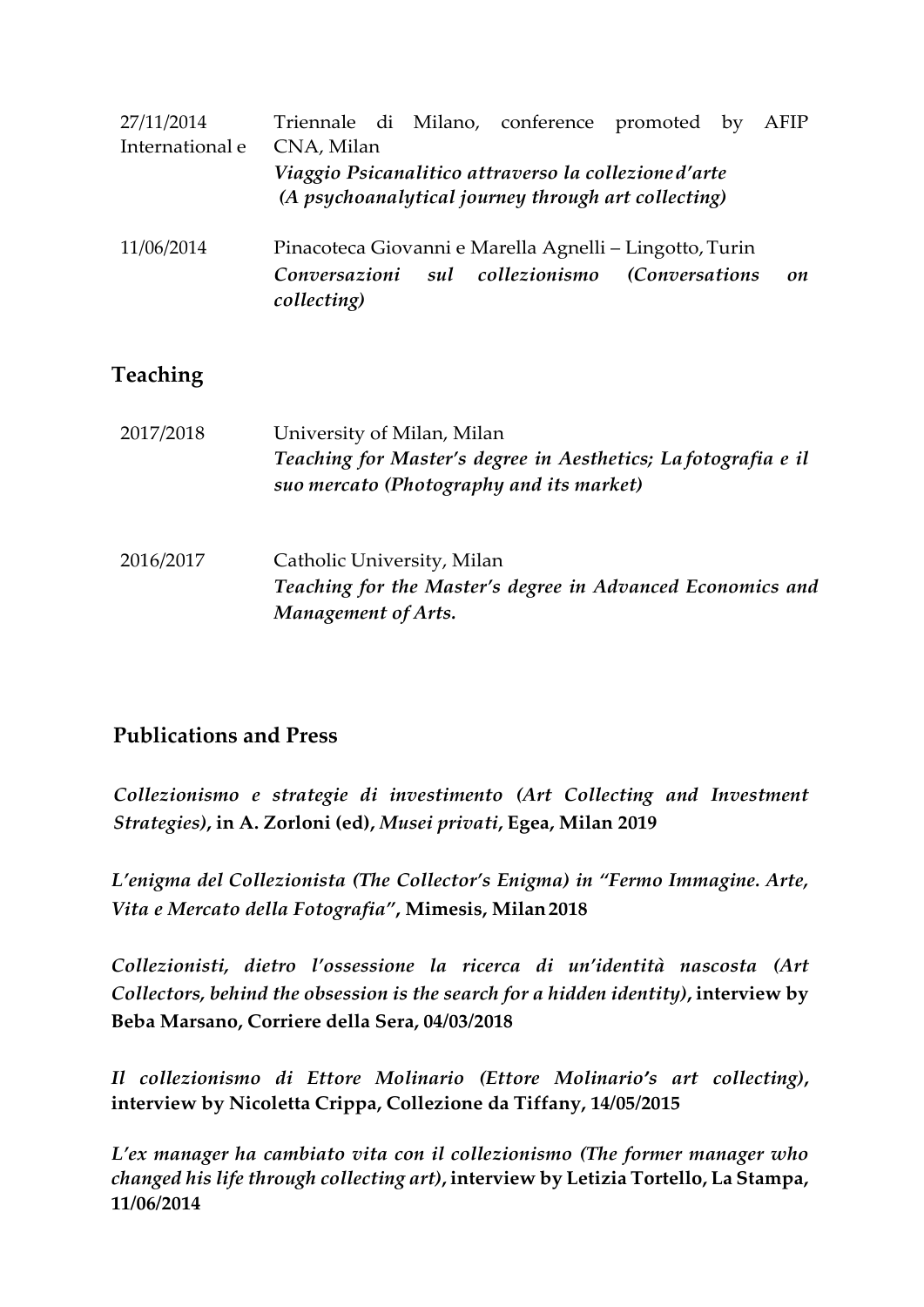27/11/2014 International e — Triennale di Milano, conference promoted by AFIP CNA, Milan
*Viaggio Psicanalitico attraverso la collezione d'arte*
*(A psychoanalytical journey through art collecting)*

11/06/2014 — Pinacoteca Giovanni e Marella Agnelli – Lingotto, Turin
***Conversazioni sul collezionismo (Conversations on collecting)***

## Teaching

2017/2018 — University of Milan, Milan
*Teaching for Master's degree in Aesthetics; La fotografia e il suo mercato (Photography and its market)*

2016/2017 — Catholic University, Milan
*Teaching for the Master's degree in Advanced Economics and Management of Arts.*

## Publications and Press

***Collezionismo e strategie di investimento (Art Collecting and Investment Strategies)*, in A. Zorloni (ed), *Musei privati*, Egea, Milan 2019**

***L'enigma del Collezionista (The Collector's Enigma) in "Fermo Immagine. Arte, Vita e Mercato della Fotografia"*, Mimesis, Milan 2018**

***Collezionisti, dietro l'ossessione la ricerca di un'identità nascosta (Art Collectors, behind the obsession is the search for a hidden identity)*, interview by Beba Marsano, Corriere della Sera, 04/03/2018**

***Il collezionismo di Ettore Molinario (Ettore Molinario's art collecting)*, interview by Nicoletta Crippa, Collezione da Tiffany, 14/05/2015**

***L'ex manager ha cambiato vita con il collezionismo (The former manager who changed his life through collecting art)*, interview by Letizia Tortello, La Stampa, 11/06/2014**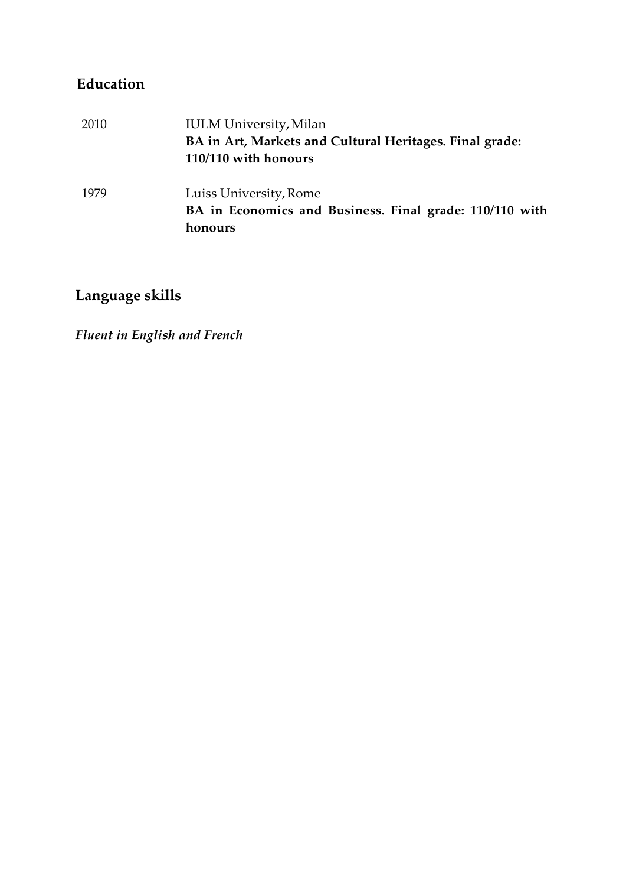## Education

| | |
|---|---|
| 2010 | IULM University, Milan<br>**BA in Art, Markets and Cultural Heritages. Final grade: 110/110 with honours** |
| 1979 | Luiss University, Rome<br>**BA in Economics and Business. Final grade: 110/110 with honours** |

## Language skills

***Fluent in English and French***